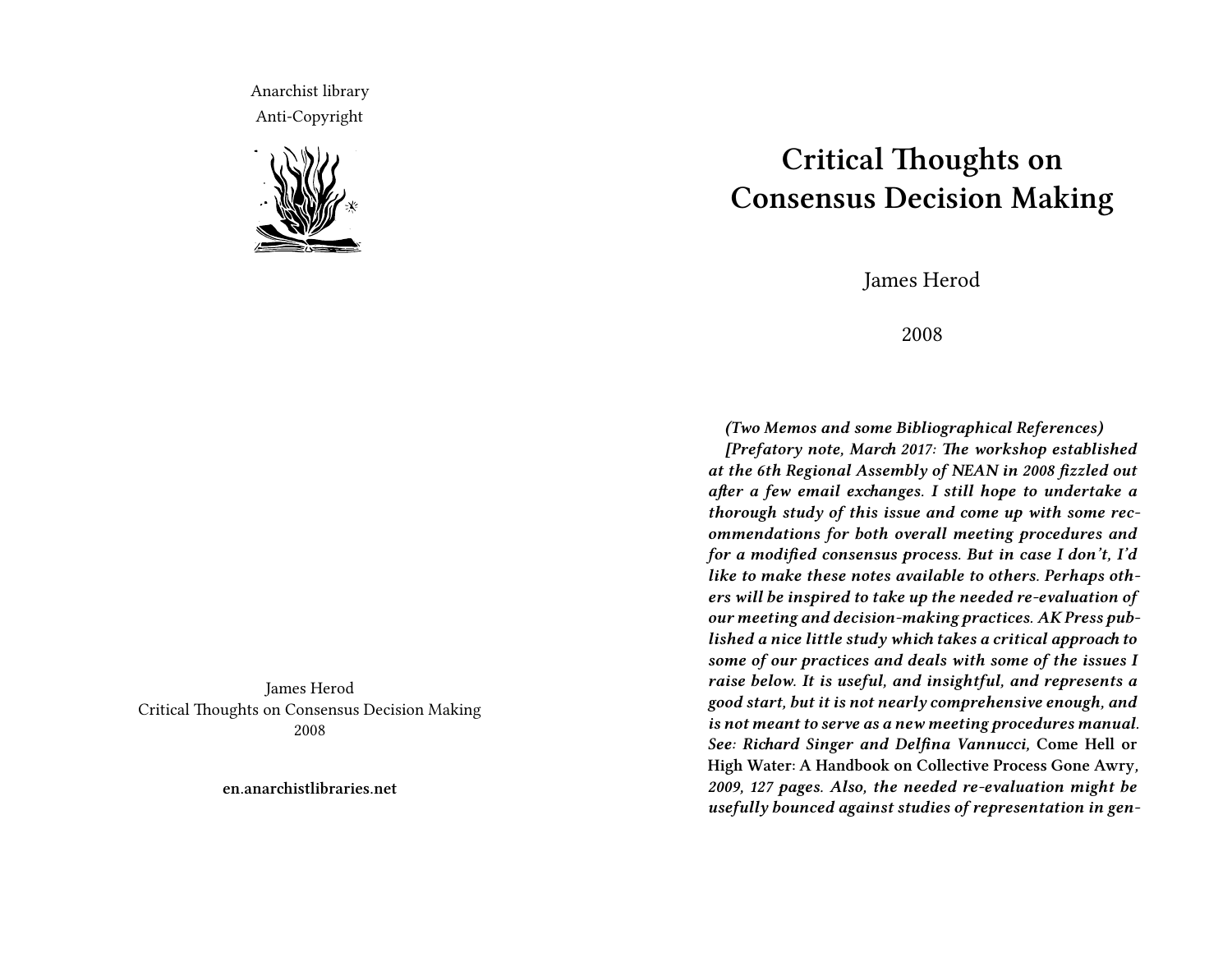Anarchist library
Anti-Copyright

James Herod
Critical Thoughts on Consensus Decision Making
2008

**en.anarchistlibraries.net**

# Critical Thoughts on Consensus Decision Making

James Herod

2008

***(Two Memos and some Bibliographical References)***

***[Prefatory note, March 2017: The workshop established at the 6th Regional Assembly of NEAN in 2008 fizzled out after a few email exchanges. I still hope to undertake a thorough study of this issue and come up with some recommendations for both overall meeting procedures and for a modified consensus process. But in case I don't, I'd like to make these notes available to others. Perhaps others will be inspired to take up the needed re-evaluation of our meeting and decision-making practices. AK Press published a nice little study which takes a critical approach to some of our practices and deals with some of the issues I raise below. It is useful, and insightful, and represents a good start, but it is not nearly comprehensive enough, and is not meant to serve as a new meeting procedures manual. See: Richard Singer and Delfina Vannucci,*** **Come Hell or High Water: A Handbook on Collective Process Gone Awry*****, 2009, 127 pages. Also, the needed re-evaluation might be usefully bounced against studies of representation in gen-***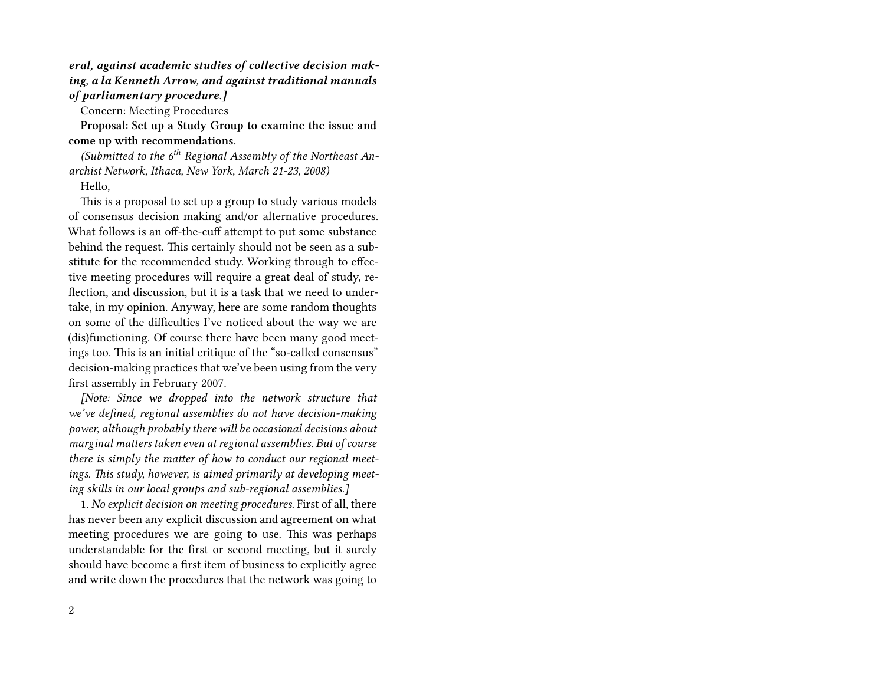***eral, against academic studies of collective decision making, a la Kenneth Arrow, and against traditional manuals of parliamentary procedure*.]**

Concern: Meeting Procedures

**Proposal: Set up a Study Group to examine the issue and come up with recommendations**.

*(Submitted to the 6th Regional Assembly of the Northeast Anarchist Network, Ithaca, New York, March 21-23, 2008)*

Hello,

This is a proposal to set up a group to study various models of consensus decision making and/or alternative procedures. What follows is an off-the-cuff attempt to put some substance behind the request. This certainly should not be seen as a substitute for the recommended study. Working through to effective meeting procedures will require a great deal of study, reflection, and discussion, but it is a task that we need to undertake, in my opinion. Anyway, here are some random thoughts on some of the difficulties I've noticed about the way we are (dis)functioning. Of course there have been many good meetings too. This is an initial critique of the "so-called consensus" decision-making practices that we've been using from the very first assembly in February 2007.

*[Note: Since we dropped into the network structure that we've defined, regional assemblies do not have decision-making power, although probably there will be occasional decisions about marginal matters taken even at regional assemblies. But of course there is simply the matter of how to conduct our regional meetings. This study, however, is aimed primarily at developing meeting skills in our local groups and sub-regional assemblies.]*

1. *No explicit decision on meeting procedures.* First of all, there has never been any explicit discussion and agreement on what meeting procedures we are going to use. This was perhaps understandable for the first or second meeting, but it surely should have become a first item of business to explicitly agree and write down the procedures that the network was going to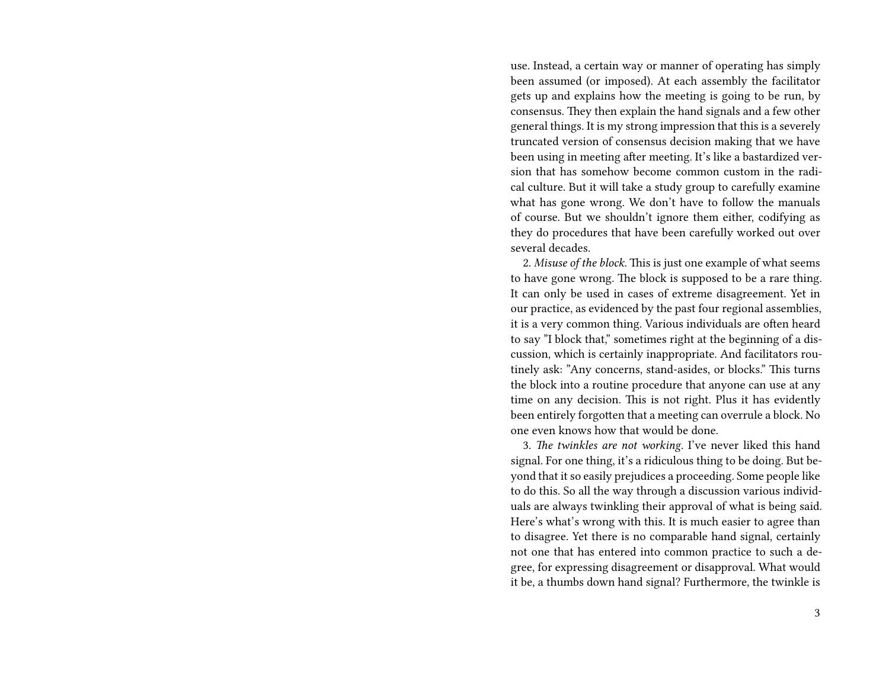use. Instead, a certain way or manner of operating has simply been assumed (or imposed). At each assembly the facilitator gets up and explains how the meeting is going to be run, by consensus. They then explain the hand signals and a few other general things. It is my strong impression that this is a severely truncated version of consensus decision making that we have been using in meeting after meeting. It's like a bastardized version that has somehow become common custom in the radical culture. But it will take a study group to carefully examine what has gone wrong. We don't have to follow the manuals of course. But we shouldn't ignore them either, codifying as they do procedures that have been carefully worked out over several decades.

2. *Misuse of the block.* This is just one example of what seems to have gone wrong. The block is supposed to be a rare thing. It can only be used in cases of extreme disagreement. Yet in our practice, as evidenced by the past four regional assemblies, it is a very common thing. Various individuals are often heard to say "I block that," sometimes right at the beginning of a discussion, which is certainly inappropriate. And facilitators routinely ask: "Any concerns, stand-asides, or blocks." This turns the block into a routine procedure that anyone can use at any time on any decision. This is not right. Plus it has evidently been entirely forgotten that a meeting can overrule a block. No one even knows how that would be done.

3. *The twinkles are not working.* I've never liked this hand signal. For one thing, it's a ridiculous thing to be doing. But beyond that it so easily prejudices a proceeding. Some people like to do this. So all the way through a discussion various individuals are always twinkling their approval of what is being said. Here's what's wrong with this. It is much easier to agree than to disagree. Yet there is no comparable hand signal, certainly not one that has entered into common practice to such a degree, for expressing disagreement or disapproval. What would it be, a thumbs down hand signal? Furthermore, the twinkle is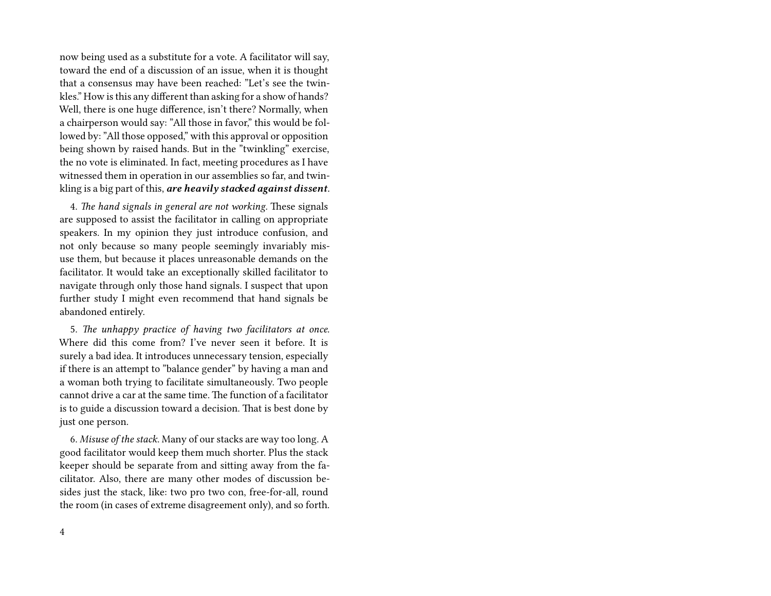now being used as a substitute for a vote. A facilitator will say, toward the end of a discussion of an issue, when it is thought that a consensus may have been reached: "Let's see the twinkles." How is this any different than asking for a show of hands? Well, there is one huge difference, isn't there? Normally, when a chairperson would say: "All those in favor," this would be followed by: "All those opposed," with this approval or opposition being shown by raised hands. But in the "twinkling" exercise, the no vote is eliminated. In fact, meeting procedures as I have witnessed them in operation in our assemblies so far, and twinkling is a big part of this, ***are heavily stacked against dissent***.

4. *The hand signals in general are not working.* These signals are supposed to assist the facilitator in calling on appropriate speakers. In my opinion they just introduce confusion, and not only because so many people seemingly invariably misuse them, but because it places unreasonable demands on the facilitator. It would take an exceptionally skilled facilitator to navigate through only those hand signals. I suspect that upon further study I might even recommend that hand signals be abandoned entirely.

5. *The unhappy practice of having two facilitators at once.* Where did this come from? I've never seen it before. It is surely a bad idea. It introduces unnecessary tension, especially if there is an attempt to "balance gender" by having a man and a woman both trying to facilitate simultaneously. Two people cannot drive a car at the same time. The function of a facilitator is to guide a discussion toward a decision. That is best done by just one person.

6. *Misuse of the stack.* Many of our stacks are way too long. A good facilitator would keep them much shorter. Plus the stack keeper should be separate from and sitting away from the facilitator. Also, there are many other modes of discussion besides just the stack, like: two pro two con, free-for-all, round the room (in cases of extreme disagreement only), and so forth.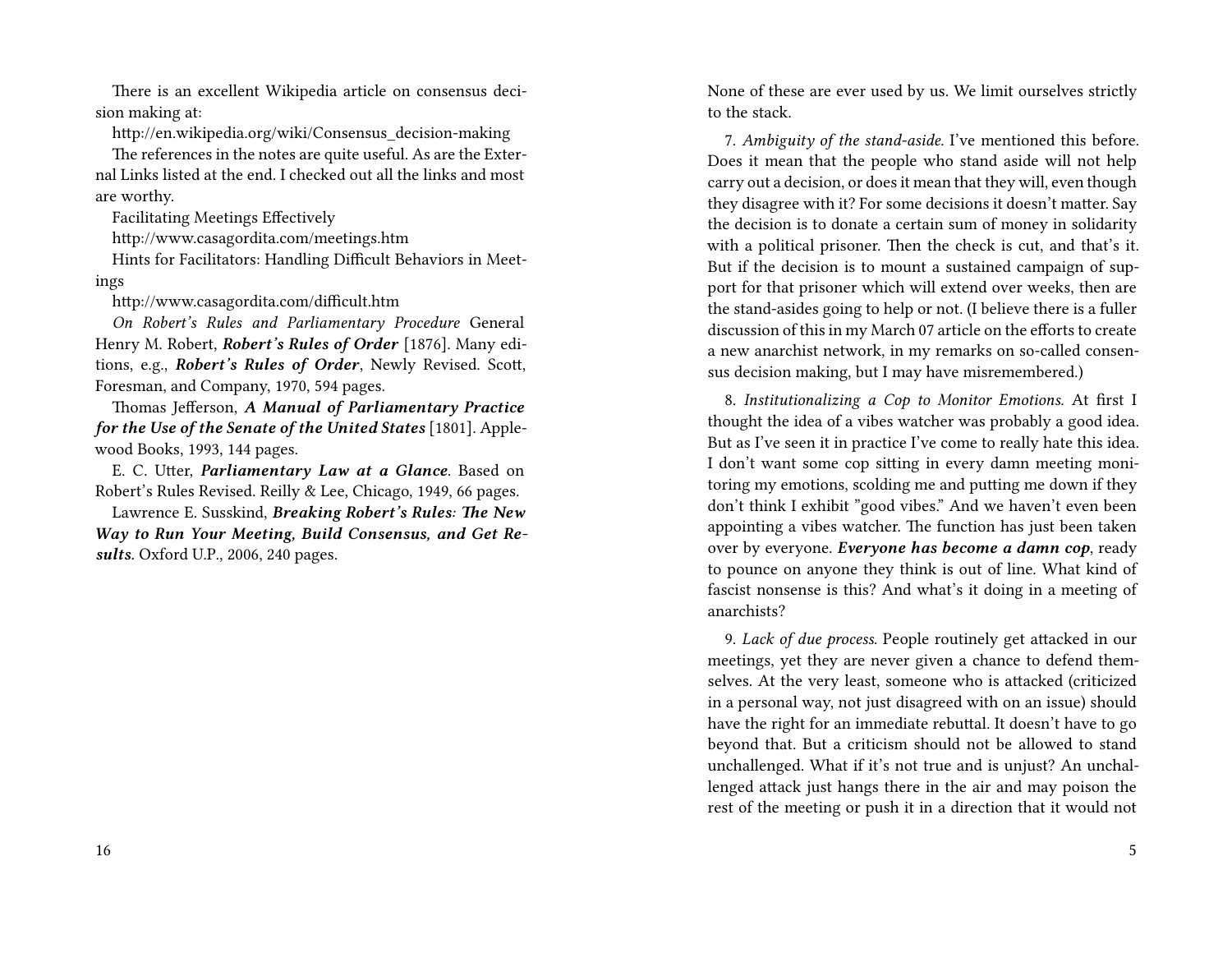There is an excellent Wikipedia article on consensus decision making at:

http://en.wikipedia.org/wiki/Consensus_decision-making

The references in the notes are quite useful. As are the External Links listed at the end. I checked out all the links and most are worthy.

Facilitating Meetings Effectively

http://www.casagordita.com/meetings.htm

Hints for Facilitators: Handling Difficult Behaviors in Meetings

http://www.casagordita.com/difficult.htm

*On Robert's Rules and Parliamentary Procedure* General Henry M. Robert, ***Robert's Rules of Order*** [1876]. Many editions, e.g., ***Robert's Rules of Order***, Newly Revised. Scott, Foresman, and Company, 1970, 594 pages.

Thomas Jefferson, ***A Manual of Parliamentary Practice for the Use of the Senate of the United States*** [1801]. Applewood Books, 1993, 144 pages.

E. C. Utter, ***Parliamentary Law at a Glance***. Based on Robert's Rules Revised. Reilly & Lee, Chicago, 1949, 66 pages.

Lawrence E. Susskind, ***Breaking Robert's Rules: The New Way to Run Your Meeting, Build Consensus, and Get Results***. Oxford U.P., 2006, 240 pages.

None of these are ever used by us. We limit ourselves strictly to the stack.

7. *Ambiguity of the stand-aside.* I've mentioned this before. Does it mean that the people who stand aside will not help carry out a decision, or does it mean that they will, even though they disagree with it? For some decisions it doesn't matter. Say the decision is to donate a certain sum of money in solidarity with a political prisoner. Then the check is cut, and that's it. But if the decision is to mount a sustained campaign of support for that prisoner which will extend over weeks, then are the stand-asides going to help or not. (I believe there is a fuller discussion of this in my March 07 article on the efforts to create a new anarchist network, in my remarks on so-called consensus decision making, but I may have misremembered.)

8. *Institutionalizing a Cop to Monitor Emotions.* At first I thought the idea of a vibes watcher was probably a good idea. But as I've seen it in practice I've come to really hate this idea. I don't want some cop sitting in every damn meeting monitoring my emotions, scolding me and putting me down if they don't think I exhibit "good vibes." And we haven't even been appointing a vibes watcher. The function has just been taken over by everyone. ***Everyone has become a damn cop***, ready to pounce on anyone they think is out of line. What kind of fascist nonsense is this? And what's it doing in a meeting of anarchists?

9. *Lack of due process.* People routinely get attacked in our meetings, yet they are never given a chance to defend themselves. At the very least, someone who is attacked (criticized in a personal way, not just disagreed with on an issue) should have the right for an immediate rebuttal. It doesn't have to go beyond that. But a criticism should not be allowed to stand unchallenged. What if it's not true and is unjust? An unchallenged attack just hangs there in the air and may poison the rest of the meeting or push it in a direction that it would not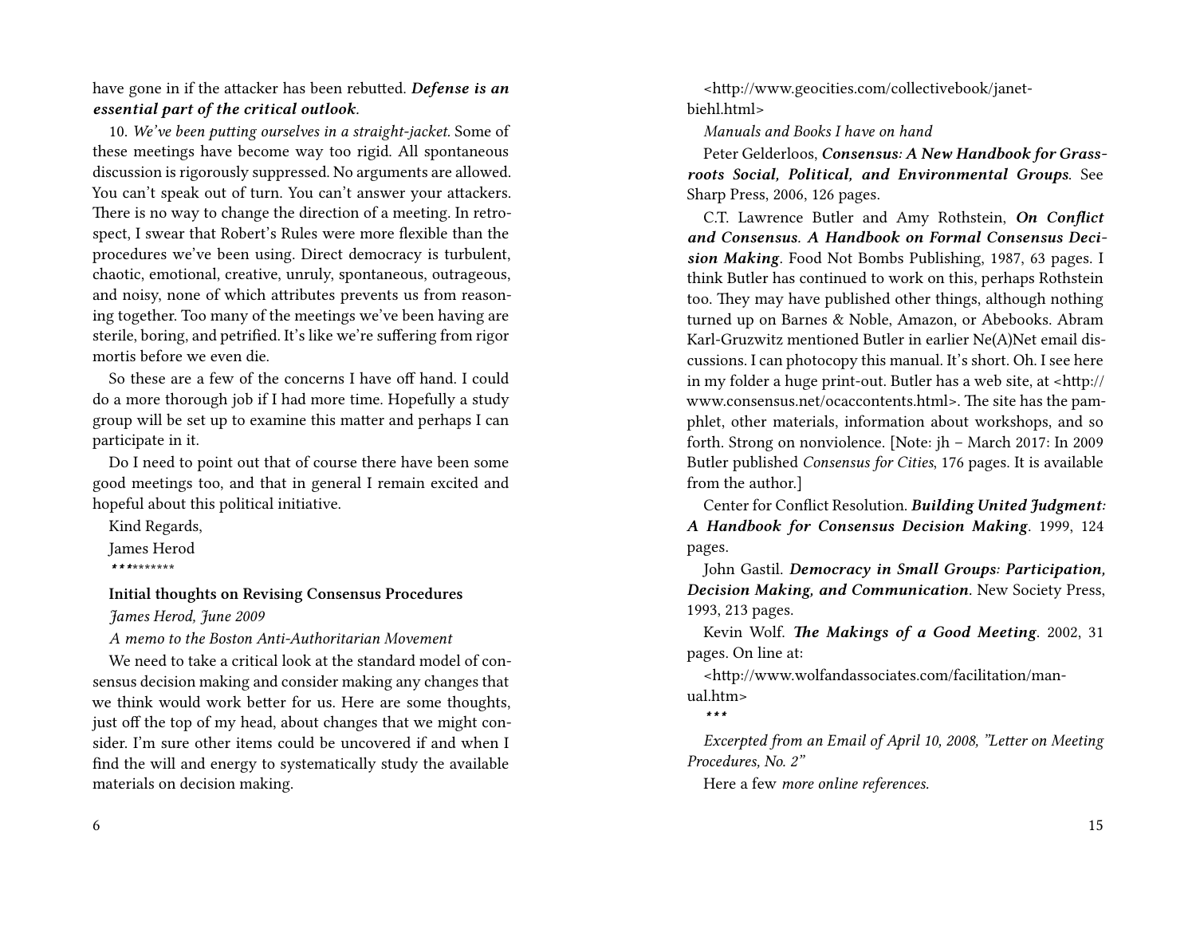have gone in if the attacker has been rebutted. ***Defense is an essential part of the critical outlook.***

10. *We've been putting ourselves in a straight-jacket.* Some of these meetings have become way too rigid. All spontaneous discussion is rigorously suppressed. No arguments are allowed. You can't speak out of turn. You can't answer your attackers. There is no way to change the direction of a meeting. In retrospect, I swear that Robert's Rules were more flexible than the procedures we've been using. Direct democracy is turbulent, chaotic, emotional, creative, unruly, spontaneous, outrageous, and noisy, none of which attributes prevents us from reasoning together. Too many of the meetings we've been having are sterile, boring, and petrified. It's like we're suffering from rigor mortis before we even die.

So these are a few of the concerns I have off hand. I could do a more thorough job if I had more time. Hopefully a study group will be set up to examine this matter and perhaps I can participate in it.

Do I need to point out that of course there have been some good meetings too, and that in general I remain excited and hopeful about this political initiative.

Kind Regards,

James Herod

***\*\*\*\*\*\*\*\*

**Initial thoughts on Revising Consensus Procedures**

*James Herod, June 2009*

*A memo to the Boston Anti-Authoritarian Movement*

We need to take a critical look at the standard model of consensus decision making and consider making any changes that we think would work better for us. Here are some thoughts, just off the top of my head, about changes that we might consider. I'm sure other items could be uncovered if and when I find the will and energy to systematically study the available materials on decision making.

<http://www.geocities.com/collectivebook/janet-biehl.html>

*Manuals and Books I have on hand*

Peter Gelderloos, ***Consensus: A New Handbook for Grassroots Social, Political, and Environmental Groups***. See Sharp Press, 2006, 126 pages.

C.T. Lawrence Butler and Amy Rothstein, ***On Conflict and Consensus. A Handbook on Formal Consensus Decision Making***. Food Not Bombs Publishing, 1987, 63 pages. I think Butler has continued to work on this, perhaps Rothstein too. They may have published other things, although nothing turned up on Barnes & Noble, Amazon, or Abebooks. Abram Karl-Gruzwitz mentioned Butler in earlier Ne(A)Net email discussions. I can photocopy this manual. It's short. Oh. I see here in my folder a huge print-out. Butler has a web site, at <http://www.consensus.net/ocaccontents.html>. The site has the pamphlet, other materials, information about workshops, and so forth. Strong on nonviolence. [Note: jh – March 2017: In 2009 Butler published *Consensus for Cities*, 176 pages. It is available from the author.]

Center for Conflict Resolution. ***Building United Judgment: A Handbook for Consensus Decision Making***. 1999, 124 pages.

John Gastil. ***Democracy in Small Groups: Participation, Decision Making, and Communication***. New Society Press, 1993, 213 pages.

Kevin Wolf. ***The Makings of a Good Meeting***. 2002, 31 pages. On line at:

<http://www.wolfandassociates.com/facilitation/manual.htm>

***\*\*\****

*Excerpted from an Email of April 10, 2008, "Letter on Meeting Procedures, No. 2"*

Here a few *more online references.*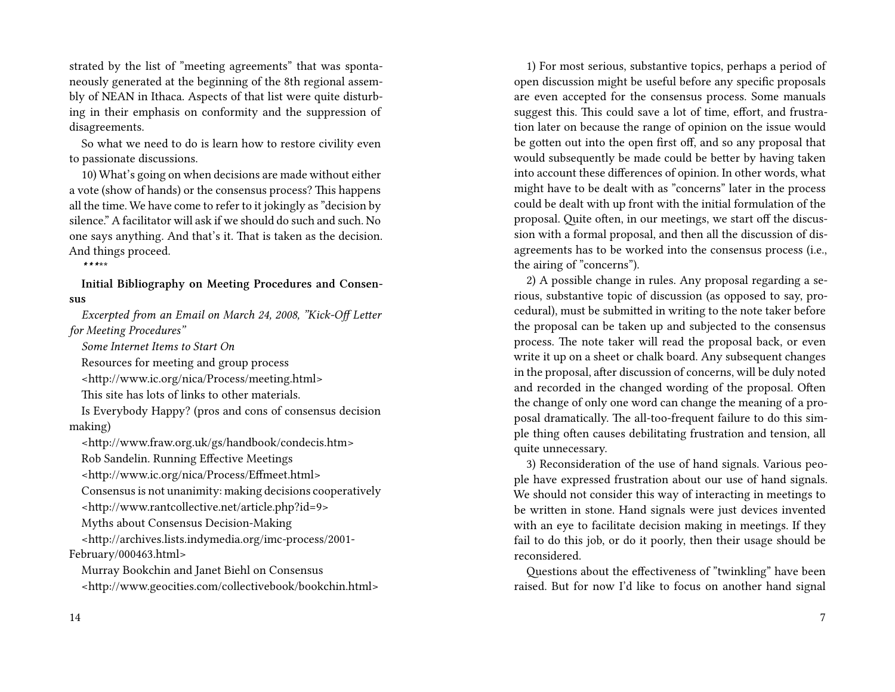strated by the list of "meeting agreements" that was spontaneously generated at the beginning of the 8th regional assembly of NEAN in Ithaca. Aspects of that list were quite disturbing in their emphasis on conformity and the suppression of disagreements.

So what we need to do is learn how to restore civility even to passionate discussions.

10) What's going on when decisions are made without either a vote (show of hands) or the consensus process? This happens all the time. We have come to refer to it jokingly as "decision by silence." A facilitator will ask if we should do such and such. No one says anything. And that's it. That is taken as the decision. And things proceed.

*****

**Initial Bibliography on Meeting Procedures and Consensus**

*Excerpted from an Email on March 24, 2008, "Kick-Off Letter for Meeting Procedures"*

*Some Internet Items to Start On*

Resources for meeting and group process

<http://www.ic.org/nica/Process/meeting.html>

This site has lots of links to other materials.

Is Everybody Happy? (pros and cons of consensus decision making)

<http://www.fraw.org.uk/gs/handbook/condecis.htm>

Rob Sandelin. Running Effective Meetings

<http://www.ic.org/nica/Process/Effmeet.html>

Consensus is not unanimity: making decisions cooperatively

<http://www.rantcollective.net/article.php?id=9>

Myths about Consensus Decision-Making

<http://archives.lists.indymedia.org/imc-process/2001-February/000463.html>

Murray Bookchin and Janet Biehl on Consensus

<http://www.geocities.com/collectivebook/bookchin.html>

1) For most serious, substantive topics, perhaps a period of open discussion might be useful before any specific proposals are even accepted for the consensus process. Some manuals suggest this. This could save a lot of time, effort, and frustration later on because the range of opinion on the issue would be gotten out into the open first off, and so any proposal that would subsequently be made could be better by having taken into account these differences of opinion. In other words, what might have to be dealt with as "concerns" later in the process could be dealt with up front with the initial formulation of the proposal. Quite often, in our meetings, we start off the discussion with a formal proposal, and then all the discussion of disagreements has to be worked into the consensus process (i.e., the airing of "concerns").

2) A possible change in rules. Any proposal regarding a serious, substantive topic of discussion (as opposed to say, procedural), must be submitted in writing to the note taker before the proposal can be taken up and subjected to the consensus process. The note taker will read the proposal back, or even write it up on a sheet or chalk board. Any subsequent changes in the proposal, after discussion of concerns, will be duly noted and recorded in the changed wording of the proposal. Often the change of only one word can change the meaning of a proposal dramatically. The all-too-frequent failure to do this simple thing often causes debilitating frustration and tension, all quite unnecessary.

3) Reconsideration of the use of hand signals. Various people have expressed frustration about our use of hand signals. We should not consider this way of interacting in meetings to be written in stone. Hand signals were just devices invented with an eye to facilitate decision making in meetings. If they fail to do this job, or do it poorly, then their usage should be reconsidered.

Questions about the effectiveness of "twinkling" have been raised. But for now I'd like to focus on another hand signal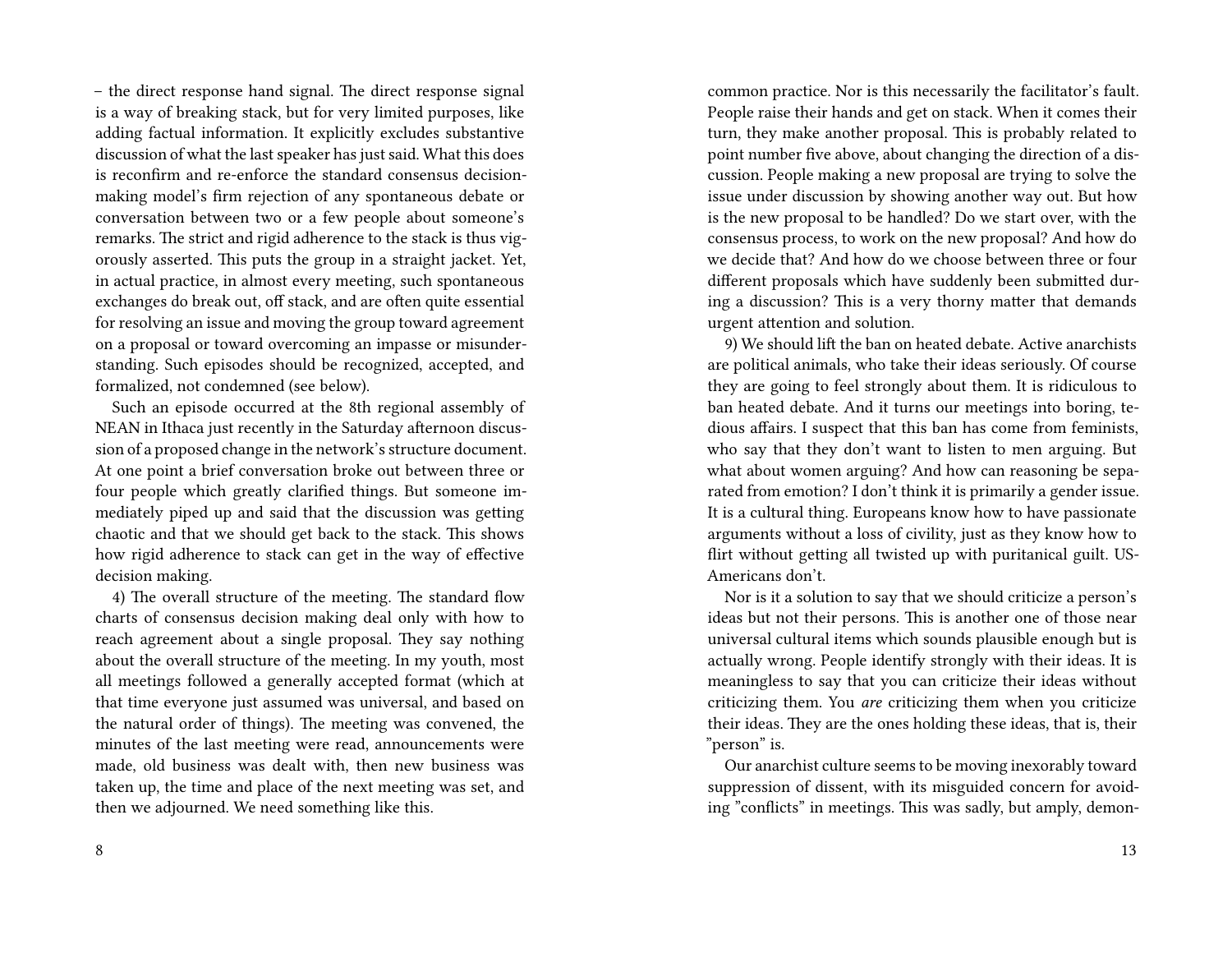– the direct response hand signal. The direct response signal is a way of breaking stack, but for very limited purposes, like adding factual information. It explicitly excludes substantive discussion of what the last speaker has just said. What this does is reconfirm and re-enforce the standard consensus decision-making model's firm rejection of any spontaneous debate or conversation between two or a few people about someone's remarks. The strict and rigid adherence to the stack is thus vigorously asserted. This puts the group in a straight jacket. Yet, in actual practice, in almost every meeting, such spontaneous exchanges do break out, off stack, and are often quite essential for resolving an issue and moving the group toward agreement on a proposal or toward overcoming an impasse or misunderstanding. Such episodes should be recognized, accepted, and formalized, not condemned (see below).

Such an episode occurred at the 8th regional assembly of NEAN in Ithaca just recently in the Saturday afternoon discussion of a proposed change in the network's structure document. At one point a brief conversation broke out between three or four people which greatly clarified things. But someone immediately piped up and said that the discussion was getting chaotic and that we should get back to the stack. This shows how rigid adherence to stack can get in the way of effective decision making.

4) The overall structure of the meeting. The standard flow charts of consensus decision making deal only with how to reach agreement about a single proposal. They say nothing about the overall structure of the meeting. In my youth, most all meetings followed a generally accepted format (which at that time everyone just assumed was universal, and based on the natural order of things). The meeting was convened, the minutes of the last meeting were read, announcements were made, old business was dealt with, then new business was taken up, the time and place of the next meeting was set, and then we adjourned. We need something like this.

common practice. Nor is this necessarily the facilitator's fault. People raise their hands and get on stack. When it comes their turn, they make another proposal. This is probably related to point number five above, about changing the direction of a discussion. People making a new proposal are trying to solve the issue under discussion by showing another way out. But how is the new proposal to be handled? Do we start over, with the consensus process, to work on the new proposal? And how do we decide that? And how do we choose between three or four different proposals which have suddenly been submitted during a discussion? This is a very thorny matter that demands urgent attention and solution.

9) We should lift the ban on heated debate. Active anarchists are political animals, who take their ideas seriously. Of course they are going to feel strongly about them. It is ridiculous to ban heated debate. And it turns our meetings into boring, tedious affairs. I suspect that this ban has come from feminists, who say that they don't want to listen to men arguing. But what about women arguing? And how can reasoning be separated from emotion? I don't think it is primarily a gender issue. It is a cultural thing. Europeans know how to have passionate arguments without a loss of civility, just as they know how to flirt without getting all twisted up with puritanical guilt. US-Americans don't.

Nor is it a solution to say that we should criticize a person's ideas but not their persons. This is another one of those near universal cultural items which sounds plausible enough but is actually wrong. People identify strongly with their ideas. It is meaningless to say that you can criticize their ideas without criticizing them. You *are* criticizing them when you criticize their ideas. They are the ones holding these ideas, that is, their "person" is.

Our anarchist culture seems to be moving inexorably toward suppression of dissent, with its misguided concern for avoiding "conflicts" in meetings. This was sadly, but amply, demon-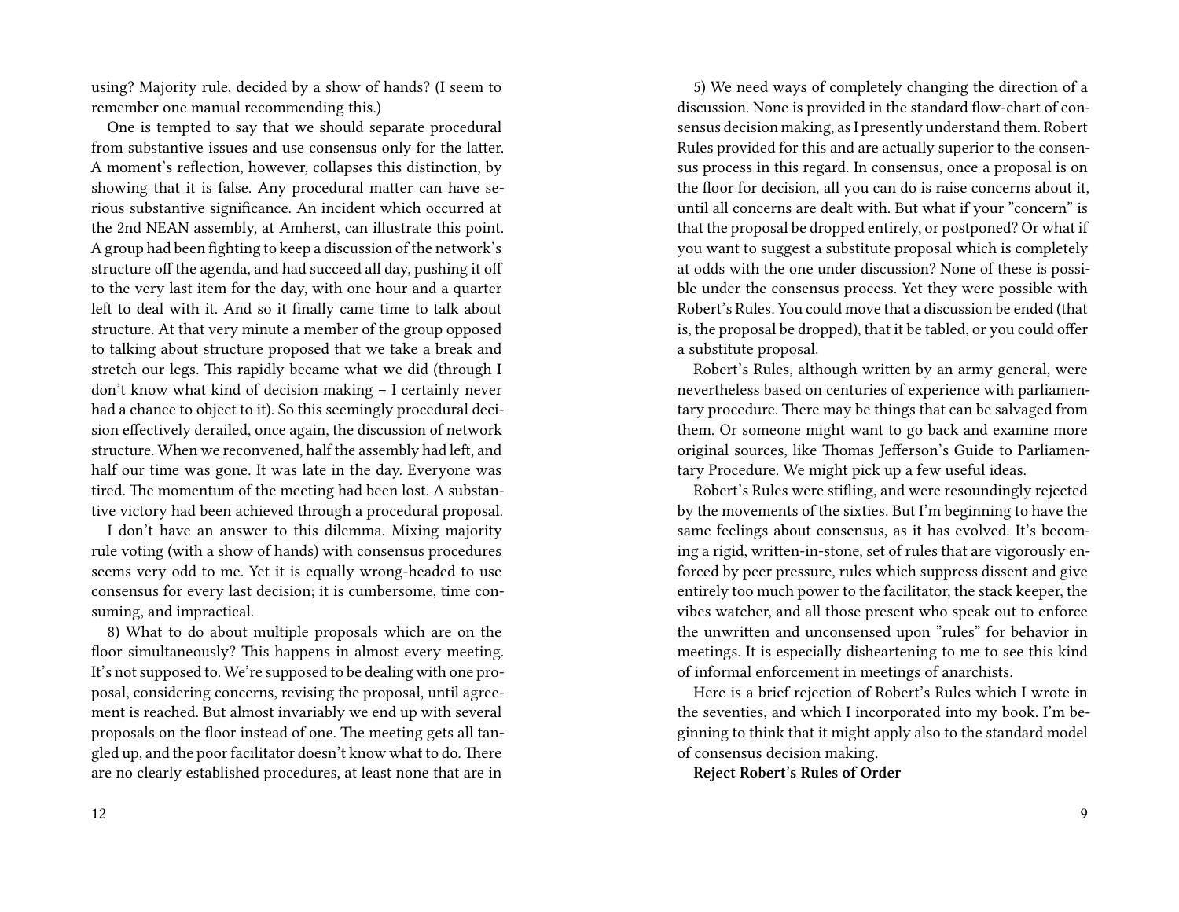using? Majority rule, decided by a show of hands? (I seem to remember one manual recommending this.)

One is tempted to say that we should separate procedural from substantive issues and use consensus only for the latter. A moment's reflection, however, collapses this distinction, by showing that it is false. Any procedural matter can have serious substantive significance. An incident which occurred at the 2nd NEAN assembly, at Amherst, can illustrate this point. A group had been fighting to keep a discussion of the network's structure off the agenda, and had succeed all day, pushing it off to the very last item for the day, with one hour and a quarter left to deal with it. And so it finally came time to talk about structure. At that very minute a member of the group opposed to talking about structure proposed that we take a break and stretch our legs. This rapidly became what we did (through I don't know what kind of decision making – I certainly never had a chance to object to it). So this seemingly procedural decision effectively derailed, once again, the discussion of network structure. When we reconvened, half the assembly had left, and half our time was gone. It was late in the day. Everyone was tired. The momentum of the meeting had been lost. A substantive victory had been achieved through a procedural proposal.

I don't have an answer to this dilemma. Mixing majority rule voting (with a show of hands) with consensus procedures seems very odd to me. Yet it is equally wrong-headed to use consensus for every last decision; it is cumbersome, time consuming, and impractical.

8) What to do about multiple proposals which are on the floor simultaneously? This happens in almost every meeting. It's not supposed to. We're supposed to be dealing with one proposal, considering concerns, revising the proposal, until agreement is reached. But almost invariably we end up with several proposals on the floor instead of one. The meeting gets all tangled up, and the poor facilitator doesn't know what to do. There are no clearly established procedures, at least none that are in

5) We need ways of completely changing the direction of a discussion. None is provided in the standard flow-chart of consensus decision making, as I presently understand them. Robert Rules provided for this and are actually superior to the consensus process in this regard. In consensus, once a proposal is on the floor for decision, all you can do is raise concerns about it, until all concerns are dealt with. But what if your "concern" is that the proposal be dropped entirely, or postponed? Or what if you want to suggest a substitute proposal which is completely at odds with the one under discussion? None of these is possible under the consensus process. Yet they were possible with Robert's Rules. You could move that a discussion be ended (that is, the proposal be dropped), that it be tabled, or you could offer a substitute proposal.

Robert's Rules, although written by an army general, were nevertheless based on centuries of experience with parliamentary procedure. There may be things that can be salvaged from them. Or someone might want to go back and examine more original sources, like Thomas Jefferson's Guide to Parliamentary Procedure. We might pick up a few useful ideas.

Robert's Rules were stifling, and were resoundingly rejected by the movements of the sixties. But I'm beginning to have the same feelings about consensus, as it has evolved. It's becoming a rigid, written-in-stone, set of rules that are vigorously enforced by peer pressure, rules which suppress dissent and give entirely too much power to the facilitator, the stack keeper, the vibes watcher, and all those present who speak out to enforce the unwritten and unconsensed upon "rules" for behavior in meetings. It is especially disheartening to me to see this kind of informal enforcement in meetings of anarchists.

Here is a brief rejection of Robert's Rules which I wrote in the seventies, and which I incorporated into my book. I'm beginning to think that it might apply also to the standard model of consensus decision making.

**Reject Robert's Rules of Order**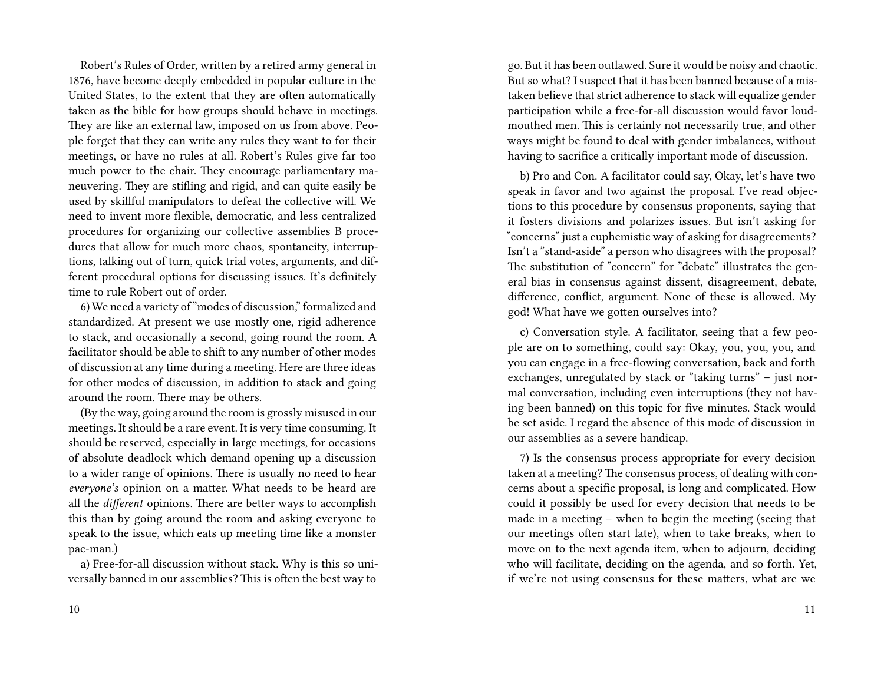Robert's Rules of Order, written by a retired army general in 1876, have become deeply embedded in popular culture in the United States, to the extent that they are often automatically taken as the bible for how groups should behave in meetings. They are like an external law, imposed on us from above. People forget that they can write any rules they want to for their meetings, or have no rules at all. Robert's Rules give far too much power to the chair. They encourage parliamentary maneuvering. They are stifling and rigid, and can quite easily be used by skillful manipulators to defeat the collective will. We need to invent more flexible, democratic, and less centralized procedures for organizing our collective assemblies B procedures that allow for much more chaos, spontaneity, interruptions, talking out of turn, quick trial votes, arguments, and different procedural options for discussing issues. It's definitely time to rule Robert out of order.

6) We need a variety of "modes of discussion," formalized and standardized. At present we use mostly one, rigid adherence to stack, and occasionally a second, going round the room. A facilitator should be able to shift to any number of other modes of discussion at any time during a meeting. Here are three ideas for other modes of discussion, in addition to stack and going around the room. There may be others.

(By the way, going around the room is grossly misused in our meetings. It should be a rare event. It is very time consuming. It should be reserved, especially in large meetings, for occasions of absolute deadlock which demand opening up a discussion to a wider range of opinions. There is usually no need to hear *everyone's* opinion on a matter. What needs to be heard are all the *different* opinions. There are better ways to accomplish this than by going around the room and asking everyone to speak to the issue, which eats up meeting time like a monster pac-man.)

a) Free-for-all discussion without stack. Why is this so universally banned in our assemblies? This is often the best way to go. But it has been outlawed. Sure it would be noisy and chaotic. But so what? I suspect that it has been banned because of a mistaken believe that strict adherence to stack will equalize gender participation while a free-for-all discussion would favor loud-mouthed men. This is certainly not necessarily true, and other ways might be found to deal with gender imbalances, without having to sacrifice a critically important mode of discussion.

b) Pro and Con. A facilitator could say, Okay, let's have two speak in favor and two against the proposal. I've read objections to this procedure by consensus proponents, saying that it fosters divisions and polarizes issues. But isn't asking for "concerns" just a euphemistic way of asking for disagreements? Isn't a "stand-aside" a person who disagrees with the proposal? The substitution of "concern" for "debate" illustrates the general bias in consensus against dissent, disagreement, debate, difference, conflict, argument. None of these is allowed. My god! What have we gotten ourselves into?

c) Conversation style. A facilitator, seeing that a few people are on to something, could say: Okay, you, you, you, and you can engage in a free-flowing conversation, back and forth exchanges, unregulated by stack or "taking turns" – just normal conversation, including even interruptions (they not having been banned) on this topic for five minutes. Stack would be set aside. I regard the absence of this mode of discussion in our assemblies as a severe handicap.

7) Is the consensus process appropriate for every decision taken at a meeting? The consensus process, of dealing with concerns about a specific proposal, is long and complicated. How could it possibly be used for every decision that needs to be made in a meeting – when to begin the meeting (seeing that our meetings often start late), when to take breaks, when to move on to the next agenda item, when to adjourn, deciding who will facilitate, deciding on the agenda, and so forth. Yet, if we're not using consensus for these matters, what are we